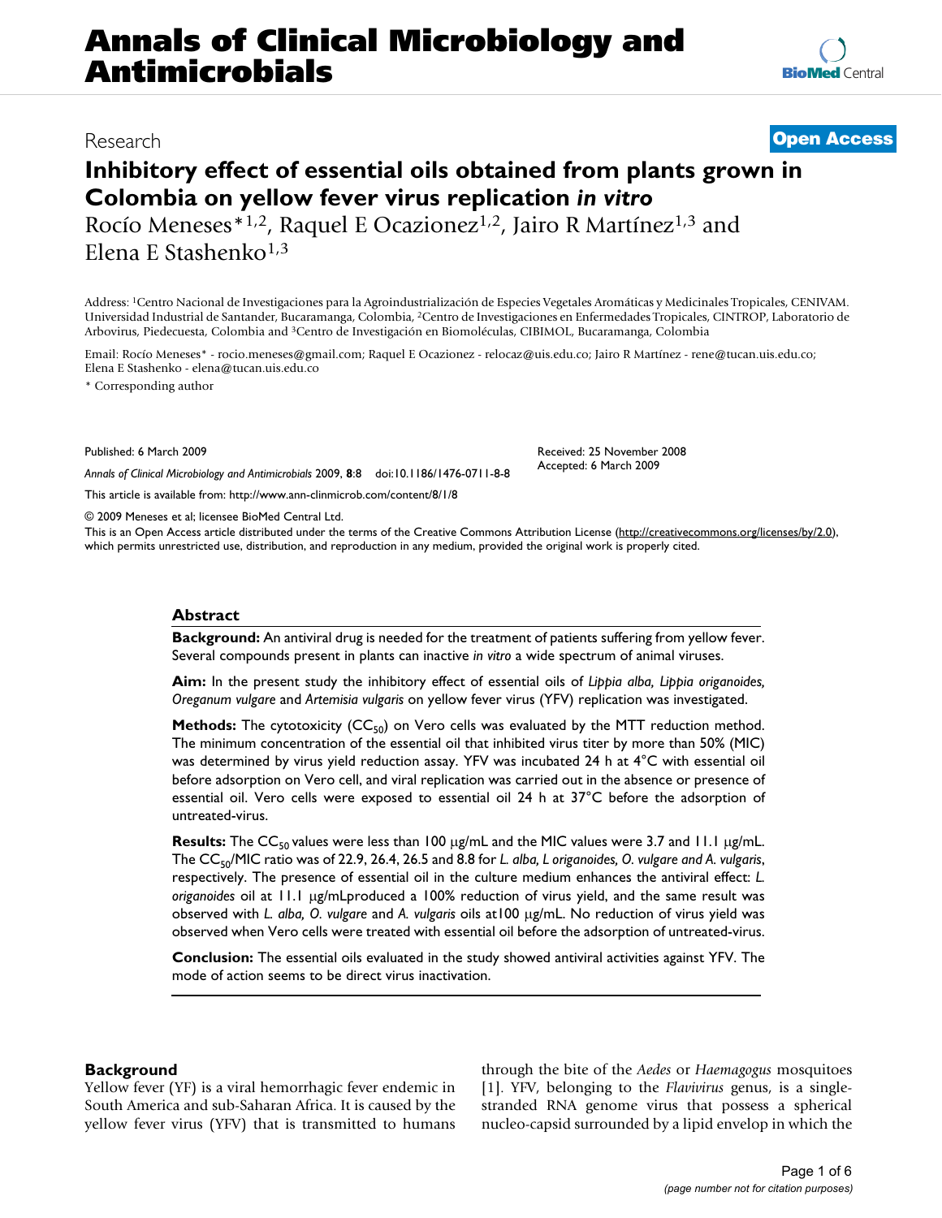# Annals of Clinical Microbiology and Antimicrobials

Research

**Open Access**

# Inhibitory effect of essential oils obtained from plants grown in Colombia on yellow fever virus replication *in vitro*

Rocío Meneses*[1,2], Raquel E Ocazionez[1,2], Jairo R Martínez[1,3] and Elena E Stashenko[1,3]

Address: [1]Centro Nacional de Investigaciones para la Agroindustrialización de Especies Vegetales Aromáticas y Medicinales Tropicales, CENIVAM. Universidad Industrial de Santander, Bucaramanga, Colombia, [2]Centro de Investigaciones en Enfermedades Tropicales, CINTROP, Laboratorio de Arbovirus, Piedecuesta, Colombia and [3]Centro de Investigación en Biomoléculas, CIBIMOL, Bucaramanga, Colombia

Email: Rocío Meneses* - rocio.meneses@gmail.com; Raquel E Ocazionez - relocaz@uis.edu.co; Jairo R Martínez - rene@tucan.uis.edu.co; Elena E Stashenko - elena@tucan.uis.edu.co

* Corresponding author

Published: 6 March 2009

*Annals of Clinical Microbiology and Antimicrobials* 2009, **8**:8 doi:10.1186/1476-0711-8-8

Received: 25 November 2008
Accepted: 6 March 2009

This article is available from: http://www.ann-clinmicrob.com/content/8/1/8

© 2009 Meneses et al; licensee BioMed Central Ltd.

This is an Open Access article distributed under the terms of the Creative Commons Attribution License (http://creativecommons.org/licenses/by/2.0), which permits unrestricted use, distribution, and reproduction in any medium, provided the original work is properly cited.

## Abstract

**Background:** An antiviral drug is needed for the treatment of patients suffering from yellow fever. Several compounds present in plants can inactive *in vitro* a wide spectrum of animal viruses.

**Aim:** In the present study the inhibitory effect of essential oils of *Lippia alba, Lippia origanoides, Oreganum vulgare* and *Artemisia vulgaris* on yellow fever virus (YFV) replication was investigated.

**Methods:** The cytotoxicity ($CC_{50}$) on Vero cells was evaluated by the MTT reduction method. The minimum concentration of the essential oil that inhibited virus titer by more than 50% (MIC) was determined by virus yield reduction assay. YFV was incubated 24 h at 4°C with essential oil before adsorption on Vero cell, and viral replication was carried out in the absence or presence of essential oil. Vero cells were exposed to essential oil 24 h at 37°C before the adsorption of untreated-virus.

**Results:** The $CC_{50}$ values were less than 100 μg/mL and the MIC values were 3.7 and 11.1 μg/mL. The $CC_{50}$/MIC ratio was of 22.9, 26.4, 26.5 and 8.8 for *L. alba, L origanoides, O. vulgare and A. vulgaris*, respectively. The presence of essential oil in the culture medium enhances the antiviral effect: *L. origanoides* oil at 11.1 μg/mLproduced a 100% reduction of virus yield, and the same result was observed with *L. alba, O. vulgare* and *A. vulgaris* oils at100 μg/mL. No reduction of virus yield was observed when Vero cells were treated with essential oil before the adsorption of untreated-virus.

**Conclusion:** The essential oils evaluated in the study showed antiviral activities against YFV. The mode of action seems to be direct virus inactivation.

## Background

Yellow fever (YF) is a viral hemorrhagic fever endemic in South America and sub-Saharan Africa. It is caused by the yellow fever virus (YFV) that is transmitted to humans through the bite of the *Aedes* or *Haemagogus* mosquitoes [1]. YFV, belonging to the *Flavivirus* genus, is a single-stranded RNA genome virus that possess a spherical nucleo-capsid surrounded by a lipid envelop in which the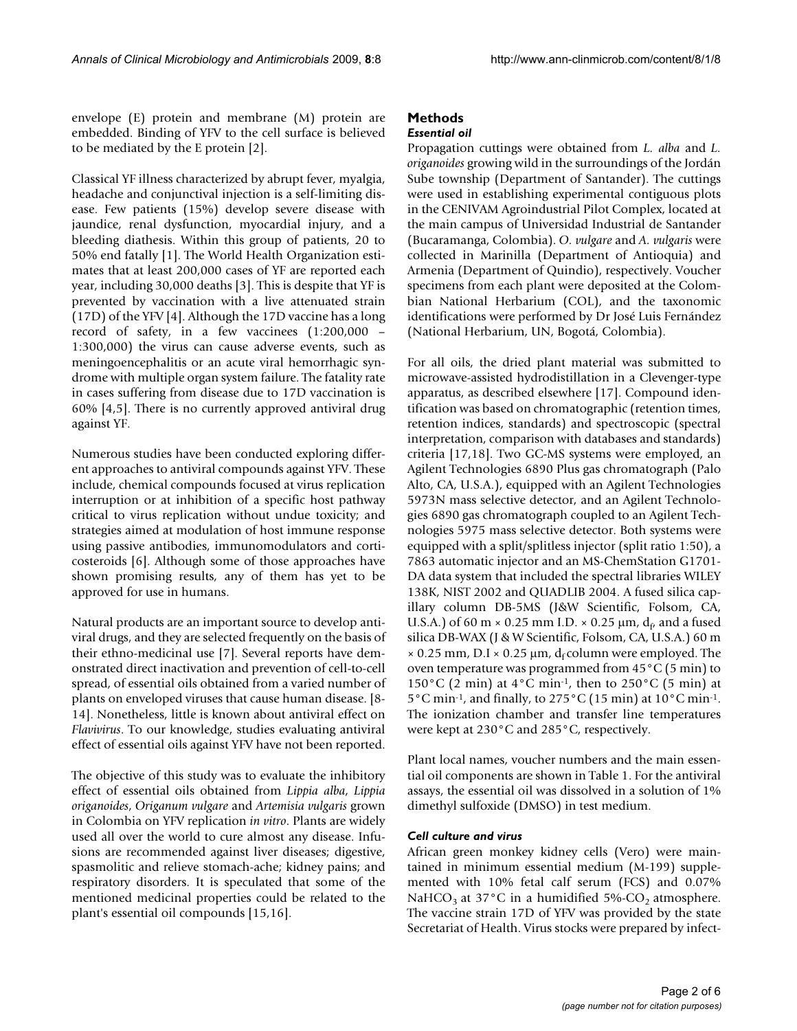envelope (E) protein and membrane (M) protein are embedded. Binding of YFV to the cell surface is believed to be mediated by the E protein [2].

Classical YF illness characterized by abrupt fever, myalgia, headache and conjunctival injection is a self-limiting disease. Few patients (15%) develop severe disease with jaundice, renal dysfunction, myocardial injury, and a bleeding diathesis. Within this group of patients, 20 to 50% end fatally [1]. The World Health Organization estimates that at least 200,000 cases of YF are reported each year, including 30,000 deaths [3]. This is despite that YF is prevented by vaccination with a live attenuated strain (17D) of the YFV [4]. Although the 17D vaccine has a long record of safety, in a few vaccinees (1:200,000 – 1:300,000) the virus can cause adverse events, such as meningoencephalitis or an acute viral hemorrhagic syndrome with multiple organ system failure. The fatality rate in cases suffering from disease due to 17D vaccination is 60% [4,5]. There is no currently approved antiviral drug against YF.

Numerous studies have been conducted exploring different approaches to antiviral compounds against YFV. These include, chemical compounds focused at virus replication interruption or at inhibition of a specific host pathway critical to virus replication without undue toxicity; and strategies aimed at modulation of host immune response using passive antibodies, immunomodulators and corticosteroids [6]. Although some of those approaches have shown promising results, any of them has yet to be approved for use in humans.

Natural products are an important source to develop antiviral drugs, and they are selected frequently on the basis of their ethno-medicinal use [7]. Several reports have demonstrated direct inactivation and prevention of cell-to-cell spread, of essential oils obtained from a varied number of plants on enveloped viruses that cause human disease. [8-14]. Nonetheless, little is known about antiviral effect on *Flavivirus*. To our knowledge, studies evaluating antiviral effect of essential oils against YFV have not been reported.

The objective of this study was to evaluate the inhibitory effect of essential oils obtained from *Lippia alba*, *Lippia origanoides*, *Origanum vulgare* and *Artemisia vulgaris* grown in Colombia on YFV replication *in vitro*. Plants are widely used all over the world to cure almost any disease. Infusions are recommended against liver diseases; digestive, spasmolitic and relieve stomach-ache; kidney pains; and respiratory disorders. It is speculated that some of the mentioned medicinal properties could be related to the plant's essential oil compounds [15,16].

## Methods

### *Essential oil*

Propagation cuttings were obtained from *L. alba* and *L. origanoides* growing wild in the surroundings of the Jordán Sube township (Department of Santander). The cuttings were used in establishing experimental contiguous plots in the CENIVAM Agroindustrial Pilot Complex, located at the main campus of Universidad Industrial de Santander (Bucaramanga, Colombia). *O. vulgare* and *A. vulgaris* were collected in Marinilla (Department of Antioquia) and Armenia (Department of Quindio), respectively. Voucher specimens from each plant were deposited at the Colombian National Herbarium (COL), and the taxonomic identifications were performed by Dr José Luis Fernández (National Herbarium, UN, Bogotá, Colombia).

For all oils, the dried plant material was submitted to microwave-assisted hydrodistillation in a Clevenger-type apparatus, as described elsewhere [17]. Compound identification was based on chromatographic (retention times, retention indices, standards) and spectroscopic (spectral interpretation, comparison with databases and standards) criteria [17,18]. Two GC-MS systems were employed, an Agilent Technologies 6890 Plus gas chromatograph (Palo Alto, CA, U.S.A.), equipped with an Agilent Technologies 5973N mass selective detector, and an Agilent Technologies 6890 gas chromatograph coupled to an Agilent Technologies 5975 mass selective detector. Both systems were equipped with a split/splitless injector (split ratio 1:50), a 7863 automatic injector and an MS-ChemStation G1701-DA data system that included the spectral libraries WILEY 138K, NIST 2002 and QUADLIB 2004. A fused silica capillary column DB-5MS (J&W Scientific, Folsom, CA, U.S.A.) of 60 m × 0.25 mm I.D. × 0.25 μm, $d_f$, and a fused silica DB-WAX (J & W Scientific, Folsom, CA, U.S.A.) 60 m × 0.25 mm, D.I × 0.25 μm, $d_f$ column were employed. The oven temperature was programmed from 45°C (5 min) to 150°C (2 min) at 4°C $min^{-1}$, then to 250°C (5 min) at 5°C $min^{-1}$, and finally, to 275°C (15 min) at 10°C $min^{-1}$. The ionization chamber and transfer line temperatures were kept at 230°C and 285°C, respectively.

Plant local names, voucher numbers and the main essential oil components are shown in Table 1. For the antiviral assays, the essential oil was dissolved in a solution of 1% dimethyl sulfoxide (DMSO) in test medium.

### *Cell culture and virus*

African green monkey kidney cells (Vero) were maintained in minimum essential medium (M-199) supplemented with 10% fetal calf serum (FCS) and 0.07% $NaHCO_3$ at 37°C in a humidified 5%-$CO_2$ atmosphere. The vaccine strain 17D of YFV was provided by the state Secretariat of Health. Virus stocks were prepared by infect-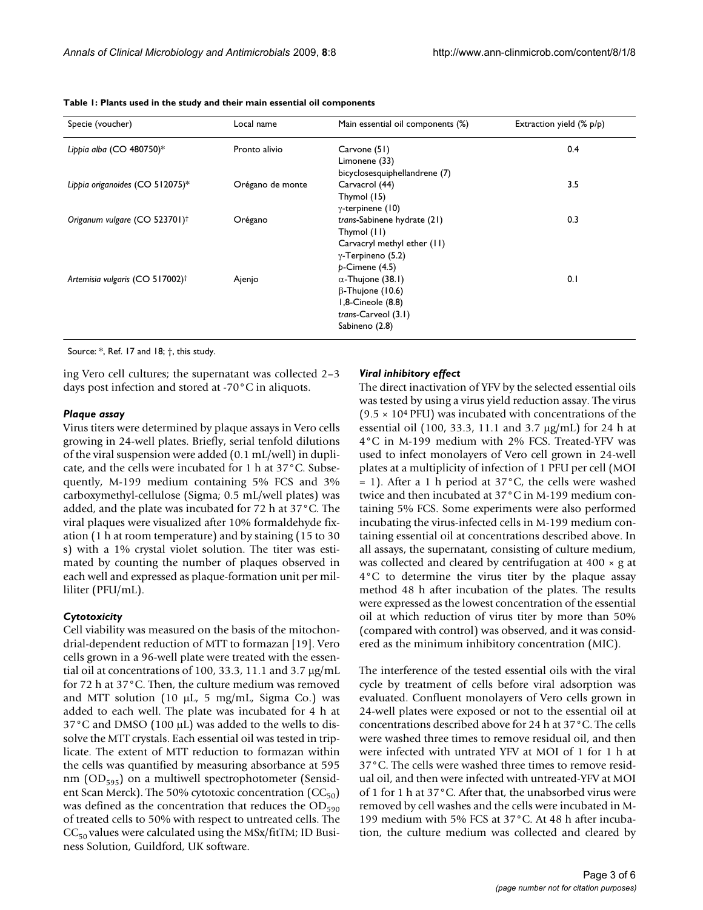**Table 1: Plants used in the study and their main essential oil components**

| Specie (voucher) | Local name | Main essential oil components (%) | Extraction yield (% p/p) |
|---|---|---|---|
| *Lippia alba* (CO 480750)* | Pronto alivio | Carvone (51)<br>Limonene (33)<br>bicyclosesquiphellandrene (7) | 0.4 |
| *Lippia origanoides* (CO 512075)* | Orégano de monte | Carvacrol (44)<br>Thymol (15)<br>γ-terpinene (10) | 3.5 |
| *Origanum vulgare* (CO 523701)† | Orégano | *trans*-Sabinene hydrate (21)<br>Thymol (11)<br>Carvacryl methyl ether (11)<br>γ-Terpineno (5.2)<br>*p*-Cimene (4.5) | 0.3 |
| *Artemisia vulgaris* (CO 517002)† | Ajenjo | α-Thujone (38.1)<br>β-Thujone (10.6)<br>1,8-Cineole (8.8)<br>*trans*-Carveol (3.1)<br>Sabineno (2.8) | 0.1 |

Source: *, Ref. 17 and 18; †, this study.

ing Vero cell cultures; the supernatant was collected 2–3 days post infection and stored at -70°C in aliquots.

### *Plaque assay*

Virus titers were determined by plaque assays in Vero cells growing in 24-well plates. Briefly, serial tenfold dilutions of the viral suspension were added (0.1 mL/well) in duplicate, and the cells were incubated for 1 h at 37°C. Subsequently, M-199 medium containing 5% FCS and 3% carboxymethyl-cellulose (Sigma; 0.5 mL/well plates) was added, and the plate was incubated for 72 h at 37°C. The viral plaques were visualized after 10% formaldehyde fixation (1 h at room temperature) and by staining (15 to 30 s) with a 1% crystal violet solution. The titer was estimated by counting the number of plaques observed in each well and expressed as plaque-formation unit per milliliter (PFU/mL).

### *Cytotoxicity*

Cell viability was measured on the basis of the mitochondrial-dependent reduction of MTT to formazan [19]. Vero cells grown in a 96-well plate were treated with the essential oil at concentrations of 100, 33.3, 11.1 and 3.7 μg/mL for 72 h at 37°C. Then, the culture medium was removed and MTT solution (10 μL, 5 mg/mL, Sigma Co.) was added to each well. The plate was incubated for 4 h at 37°C and DMSO (100 μL) was added to the wells to dissolve the MTT crystals. Each essential oil was tested in triplicate. The extent of MTT reduction to formazan within the cells was quantified by measuring absorbance at 595 nm ($OD_{595}$) on a multiwell spectrophotometer (Sensident Scan Merck). The 50% cytotoxic concentration ($CC_{50}$) was defined as the concentration that reduces the $OD_{590}$ of treated cells to 50% with respect to untreated cells. The $CC_{50}$ values were calculated using the MSx/fitTM; ID Business Solution, Guildford, UK software.

### *Viral inhibitory effect*

The direct inactivation of YFV by the selected essential oils was tested by using a virus yield reduction assay. The virus ($9.5 \times 10^4$ PFU) was incubated with concentrations of the essential oil (100, 33.3, 11.1 and 3.7 μg/mL) for 24 h at 4°C in M-199 medium with 2% FCS. Treated-YFV was used to infect monolayers of Vero cell grown in 24-well plates at a multiplicity of infection of 1 PFU per cell (MOI = 1). After a 1 h period at 37°C, the cells were washed twice and then incubated at 37°C in M-199 medium containing 5% FCS. Some experiments were also performed incubating the virus-infected cells in M-199 medium containing essential oil at concentrations described above. In all assays, the supernatant, consisting of culture medium, was collected and cleared by centrifugation at 400 × g at 4°C to determine the virus titer by the plaque assay method 48 h after incubation of the plates. The results were expressed as the lowest concentration of the essential oil at which reduction of virus titer by more than 50% (compared with control) was observed, and it was considered as the minimum inhibitory concentration (MIC).

The interference of the tested essential oils with the viral cycle by treatment of cells before viral adsorption was evaluated. Confluent monolayers of Vero cells grown in 24-well plates were exposed or not to the essential oil at concentrations described above for 24 h at 37°C. The cells were washed three times to remove residual oil, and then were infected with untrated YFV at MOI of 1 for 1 h at 37°C. The cells were washed three times to remove residual oil, and then were infected with untreated-YFV at MOI of 1 for 1 h at 37°C. After that, the unabsorbed virus were removed by cell washes and the cells were incubated in M-199 medium with 5% FCS at 37°C. At 48 h after incubation, the culture medium was collected and cleared by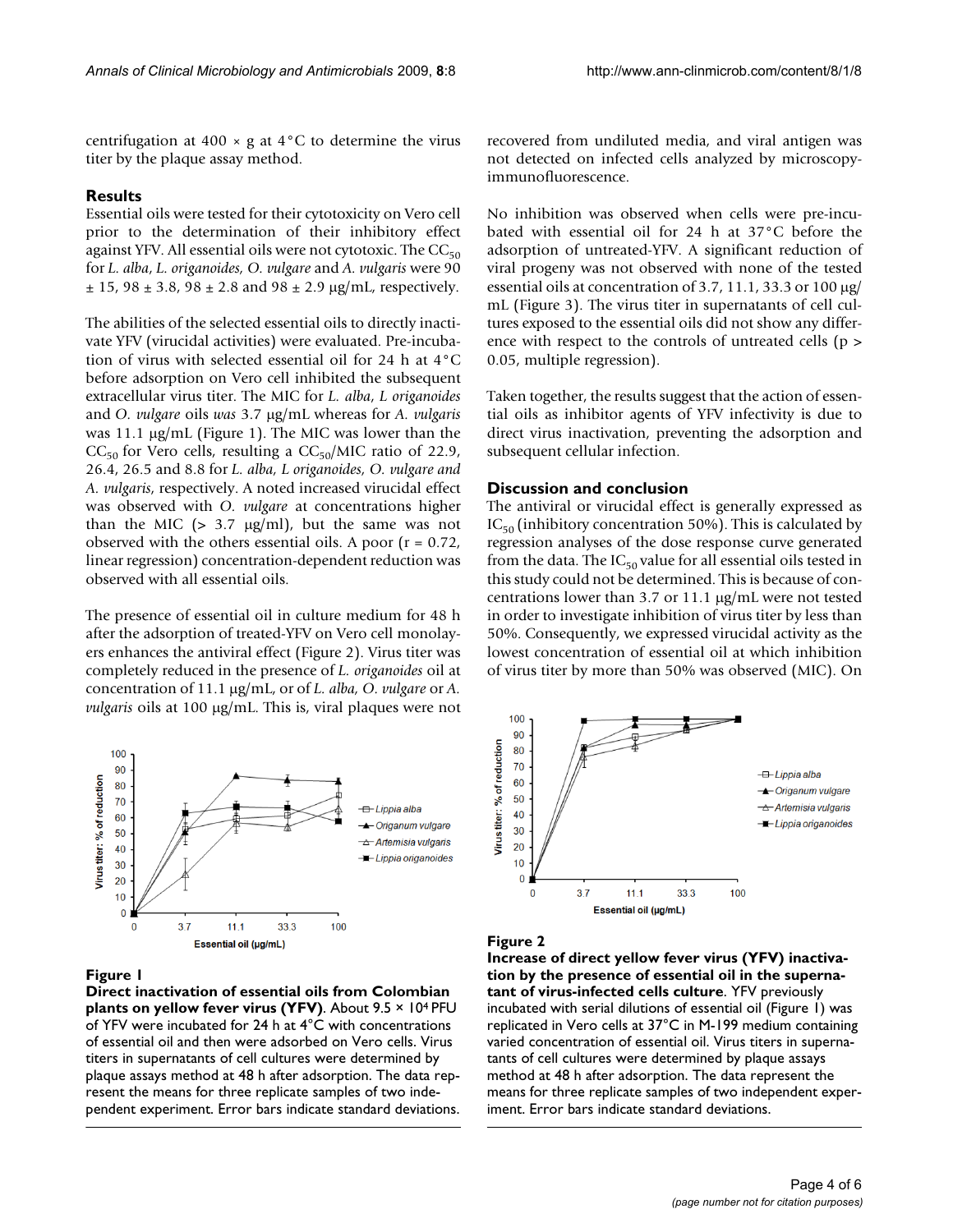centrifugation at 400 × g at 4°C to determine the virus titer by the plaque assay method.

## Results

Essential oils were tested for their cytotoxicity on Vero cell prior to the determination of their inhibitory effect against YFV. All essential oils were not cytotoxic. The $CC_{50}$ for *L. alba*, *L. origanoides*, *O. vulgare* and *A. vulgaris* were 90 ± 15, 98 ± 3.8, 98 ± 2.8 and 98 ± 2.9 μg/mL, respectively.

The abilities of the selected essential oils to directly inactivate YFV (virucidal activities) were evaluated. Pre-incubation of virus with selected essential oil for 24 h at 4°C before adsorption on Vero cell inhibited the subsequent extracellular virus titer. The MIC for *L. alba*, *L origanoides* and *O. vulgare* oils *was* 3.7 μg/mL whereas for *A. vulgaris* was 11.1 μg/mL (Figure 1). The MIC was lower than the $CC_{50}$ for Vero cells, resulting a $CC_{50}$/MIC ratio of 22.9, 26.4, 26.5 and 8.8 for *L. alba, L origanoides, O. vulgare and A. vulgaris*, respectively. A noted increased virucidal effect was observed with *O. vulgare* at concentrations higher than the MIC (> 3.7 μg/ml), but the same was not observed with the others essential oils. A poor ($r = 0.72$, linear regression) concentration-dependent reduction was observed with all essential oils.

The presence of essential oil in culture medium for 48 h after the adsorption of treated-YFV on Vero cell monolayers enhances the antiviral effect (Figure 2). Virus titer was completely reduced in the presence of *L. origanoides* oil at concentration of 11.1 μg/mL, or of *L. alba, O. vulgare* or *A. vulgaris* oils at 100 μg/mL. This is, viral plaques were not recovered from undiluted media, and viral antigen was not detected on infected cells analyzed by microscopy-immunofluorescence.

**Figure 1**

**Direct inactivation of essential oils from Colombian plants on yellow fever virus (YFV)**. About 9.5 × 10[4] PFU of YFV were incubated for 24 h at 4°C with concentrations of essential oil and then were adsorbed on Vero cells. Virus titers in supernatants of cell cultures were determined by plaque assays method at 48 h after adsorption. The data represent the means for three replicate samples of two independent experiment. Error bars indicate standard deviations.

No inhibition was observed when cells were pre-incubated with essential oil for 24 h at 37°C before the adsorption of untreated-YFV. A significant reduction of viral progeny was not observed with none of the tested essential oils at concentration of 3.7, 11.1, 33.3 or 100 μg/mL (Figure 3). The virus titer in supernatants of cell cultures exposed to the essential oils did not show any difference with respect to the controls of untreated cells ($p > 0.05$, multiple regression).

Taken together, the results suggest that the action of essential oils as inhibitor agents of YFV infectivity is due to direct virus inactivation, preventing the adsorption and subsequent cellular infection.

## Discussion and conclusion

The antiviral or virucidal effect is generally expressed as $IC_{50}$ (inhibitory concentration 50%). This is calculated by regression analyses of the dose response curve generated from the data. The $IC_{50}$ value for all essential oils tested in this study could not be determined. This is because of concentrations lower than 3.7 or 11.1 μg/mL were not tested in order to investigate inhibition of virus titer by less than 50%. Consequently, we expressed virucidal activity as the lowest concentration of essential oil at which inhibition of virus titer by more than 50% was observed (MIC). On

**Figure 2**

**Increase of direct yellow fever virus (YFV) inactivation by the presence of essential oil in the supernatant of virus-infected cells culture**. YFV previously incubated with serial dilutions of essential oil (Figure 1) was replicated in Vero cells at 37°C in M-199 medium containing varied concentration of essential oil. Virus titers in supernatants of cell cultures were determined by plaque assays method at 48 h after adsorption. The data represent the means for three replicate samples of two independent experiment. Error bars indicate standard deviations.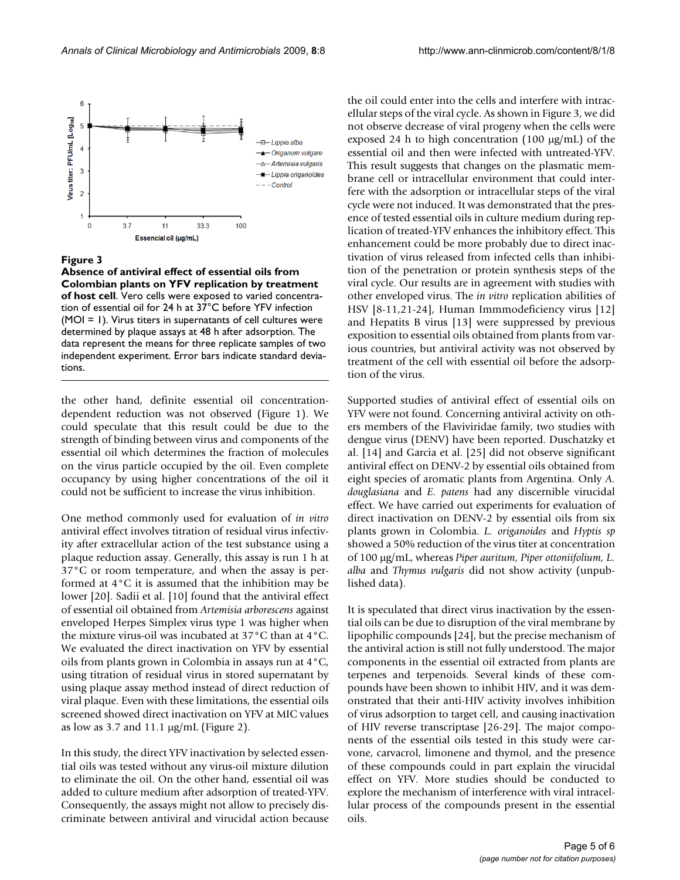**Figure 3**

**Absence of antiviral effect of essential oils from Colombian plants on YFV replication by treatment of host cell**. Vero cells were exposed to varied concentration of essential oil for 24 h at 37°C before YFV infection (MOI = 1). Virus titers in supernatants of cell cultures were determined by plaque assays at 48 h after adsorption. The data represent the means for three replicate samples of two independent experiment. Error bars indicate standard deviations.

the other hand, definite essential oil concentration-dependent reduction was not observed (Figure 1). We could speculate that this result could be due to the strength of binding between virus and components of the essential oil which determines the fraction of molecules on the virus particle occupied by the oil. Even complete occupancy by using higher concentrations of the oil it could not be sufficient to increase the virus inhibition.

One method commonly used for evaluation of *in vitro* antiviral effect involves titration of residual virus infectivity after extracellular action of the test substance using a plaque reduction assay. Generally, this assay is run 1 h at 37°C or room temperature, and when the assay is performed at 4°C it is assumed that the inhibition may be lower [20]. Sadii et al. [10] found that the antiviral effect of essential oil obtained from *Artemisia arborescens* against enveloped Herpes Simplex virus type 1 was higher when the mixture virus-oil was incubated at 37°C than at 4°C. We evaluated the direct inactivation on YFV by essential oils from plants grown in Colombia in assays run at 4°C, using titration of residual virus in stored supernatant by using plaque assay method instead of direct reduction of viral plaque. Even with these limitations, the essential oils screened showed direct inactivation on YFV at MIC values as low as 3.7 and 11.1 μg/mL (Figure 2).

In this study, the direct YFV inactivation by selected essential oils was tested without any virus-oil mixture dilution to eliminate the oil. On the other hand, essential oil was added to culture medium after adsorption of treated-YFV. Consequently, the assays might not allow to precisely discriminate between antiviral and virucidal action because the oil could enter into the cells and interfere with intracellular steps of the viral cycle. As shown in Figure 3, we did not observe decrease of viral progeny when the cells were exposed 24 h to high concentration (100 μg/mL) of the essential oil and then were infected with untreated-YFV. This result suggests that changes on the plasmatic membrane cell or intracellular environment that could interfere with the adsorption or intracellular steps of the viral cycle were not induced. It was demonstrated that the presence of tested essential oils in culture medium during replication of treated-YFV enhances the inhibitory effect. This enhancement could be more probably due to direct inactivation of virus released from infected cells than inhibition of the penetration or protein synthesis steps of the viral cycle. Our results are in agreement with studies with other enveloped virus. The *in vitro* replication abilities of HSV [8-11,21-24], Human Immmodeficiency virus [12] and Hepatits B virus [13] were suppressed by previous exposition to essential oils obtained from plants from various countries, but antiviral activity was not observed by treatment of the cell with essential oil before the adsorption of the virus.

Supported studies of antiviral effect of essential oils on YFV were not found. Concerning antiviral activity on others members of the Flaviviridae family, two studies with dengue virus (DENV) have been reported. Duschatzky et al. [14] and Garcia et al. [25] did not observe significant antiviral effect on DENV-2 by essential oils obtained from eight species of aromatic plants from Argentina. Only *A. douglasiana* and *E. patens* had any discernible virucidal effect. We have carried out experiments for evaluation of direct inactivation on DENV-2 by essential oils from six plants grown in Colombia. *L. origanoides* and *Hyptis sp* showed a 50% reduction of the virus titer at concentration of 100 μg/mL, whereas *Piper auritum, Piper ottoniifolium, L. alba* and *Thymus vulgaris* did not show activity (unpublished data).

It is speculated that direct virus inactivation by the essential oils can be due to disruption of the viral membrane by lipophilic compounds [24], but the precise mechanism of the antiviral action is still not fully understood. The major components in the essential oil extracted from plants are terpenes and terpenoids. Several kinds of these compounds have been shown to inhibit HIV, and it was demonstrated that their anti-HIV activity involves inhibition of virus adsorption to target cell, and causing inactivation of HIV reverse transcriptase [26-29]. The major components of the essential oils tested in this study were carvone, carvacrol, limonene and thymol, and the presence of these compounds could in part explain the virucidal effect on YFV. More studies should be conducted to explore the mechanism of interference with viral intracellular process of the compounds present in the essential oils.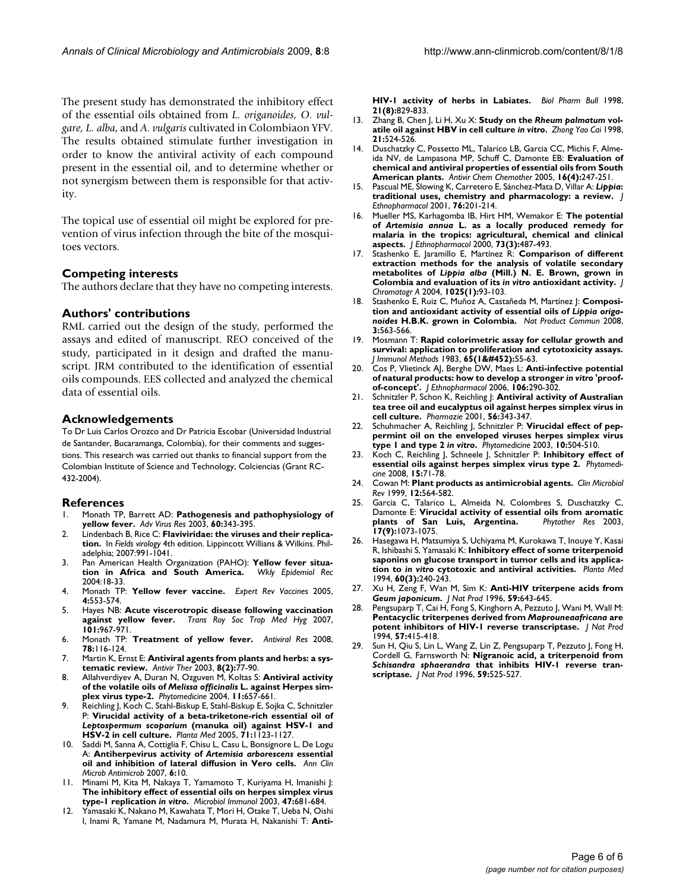The present study has demonstrated the inhibitory effect of the essential oils obtained from *L. origanoides*, *O. vulgare*, *L. alba*, and *A. vulgaris* cultivated in Colombiaon YFV. The results obtained stimulate further investigation in order to know the antiviral activity of each compound present in the essential oil, and to determine whether or not synergism between them is responsible for that activity.

The topical use of essential oil might be explored for prevention of virus infection through the bite of the mosquitoes vectors.

## Competing interests

The authors declare that they have no competing interests.

## Authors' contributions

RML carried out the design of the study, performed the assays and edited of manuscript. REO conceived of the study, participated in it design and drafted the manuscript. JRM contributed to the identification of essential oils compounds. EES collected and analyzed the chemical data of essential oils.

## Acknowledgements

To Dr Luis Carlos Orozco and Dr Patricia Escobar (Universidad Industrial de Santander, Bucaramanga, Colombia), for their comments and suggestions. This research was carried out thanks to financial support from the Colombian Institute of Science and Technology, Colciencias (Grant RC-432-2004).

## References

1. Monath TP, Barrett AD: **Pathogenesis and pathophysiology of yellow fever.** *Adv Virus Res* 2003, **60:**343-395.
2. Lindenbach B, Rice C: **Flaviviridae: the viruses and their replication.** In *Fields virology* 4th edition. Lippincott Willians & Wilkins. Philadelphia; 2007:991-1041.
3. Pan American Health Organization (PAHO): **Yellow fever situation in Africa and South America.** *Wkly Epidemiol Rec* 2004:18-33.
4. Monath TP: **Yellow fever vaccine.** *Expert Rev Vaccines* 2005, **4:**553-574.
5. Hayes NB: **Acute viscerotropic disease following vaccination against yellow fever.** *Trans Roy Soc Trop Med Hyg* 2007, **101:**967-971.
6. Monath TP: **Treatment of yellow fever.** *Antiviral Res* 2008, **78:**116-124.
7. Martin K, Ernst E: **Antiviral agents from plants and herbs: a systematic review.** *Antivir Ther* 2003, **8(2):**77-90.
8. Allahverdiyev A, Duran N, Ozguven M, Koltas S: **Antiviral activity of the volatile oils of *Melissa officinalis* L. against Herpes simplex virus type-2.** *Phytomedicine* 2004, **11:**657-661.
9. Reichling J, Koch C, Stahl-Biskup E, Stahl-Biskup E, Sojka C, Schnitzler P: **Virucidal activity of a beta-triketone-rich essential oil of *Leptospermum scoparium* (manuka oil) against HSV-1 and HSV-2 in cell culture.** *Planta Med* 2005, **71:**1123-1127.
10. Saddi M, Sanna A, Cottiglia F, Chisu L, Casu L, Bonsignore L, De Logu A: **Antiherpevirus activity of *Artemisia arborescens* essential oil and inhibition of lateral diffusion in Vero cells.** *Ann Clin Microb Antimicrob* 2007, **6:**10.
11. Minami M, Kita M, Nakaya T, Yamamoto T, Kuriyama H, Imanishi J: **The inhibitory effect of essential oils on herpes simplex virus type-1 replication *in vitro*.** *Microbiol Immunol* 2003, **47:**681-684.
12. Yamasaki K, Nakano M, Kawahata T, Mori H, Otake T, Ueba N, Oishi I, Inami R, Yamane M, Nadamura M, Murata H, Nakanishi T: **Anti-HIV-1 activity of herbs in Labiates.** *Biol Pharm Bull* 1998, **21(8):**829-833.
13. Zhang B, Chen J, Li H, Xu X: **Study on the *Rheum palmatum* volatile oil against HBV in cell culture *in vitro*.** *Zhong Yao Cai* 1998, **21:**524-526.
14. Duschatzky C, Possetto ML, Talarico LB, Garcia CC, Michis F, Almeida NV, de Lampasona MP, Schuff C, Damonte EB: **Evaluation of chemical and antiviral properties of essential oils from South American plants.** *Antivir Chem Chemother* 2005, **16(4):**247-251.
15. Pascual ME, Slowing K, Carretero E, Sánchez-Mata D, Villar A: ***Lippia*: traditional uses, chemistry and pharmacology: a review.** *J Ethnopharmacol* 2001, **76:**201-214.
16. Mueller MS, Karhagomba IB, Hirt HM, Wemakor E: **The potential of *Artemisia annua* L. as a locally produced remedy for malaria in the tropics: agricultural, chemical and clinical aspects.** *J Ethnopharmacol* 2000, **73(3):**487-493.
17. Stashenko E, Jaramillo E, Martínez R: **Comparison of different extraction methods for the analysis of volatile secondary metabolites of *Lippia alba* (Mill.) N. E. Brown, grown in Colombia and evaluation of its *in vitro* antioxidant activity.** *J Chromatogr A* 2004, **1025(1):**93-103.
18. Stashenko E, Ruiz C, Muñoz A, Castañeda M, Martínez J: **Composition and antioxidant activity of essential oils of *Lippia origanoides* H.B.K. grown in Colombia.** *Nat Product Commun* 2008, **3:**563-566.
19. Mosmann T: **Rapid colorimetric assay for cellular growth and survival: application to proliferation and cytotoxicity assays.** *J Immunol Methods* 1983, **65(1&#452):**55-63.
20. Cos P, Vlietinck AJ, Berghe DW, Maes L: **Anti-infective potential of natural products: how to develop a stronger *in vitro* 'proof-of-concept'.** *J Ethnopharmacol* 2006, **106:**290-302.
21. Schnitzler P, Schon K, Reichling J: **Antiviral activity of Australian tea tree oil and eucalyptus oil against herpes simplex virus in cell culture.** *Pharmazie* 2001, **56:**343-347.
22. Schuhmacher A, Reichling J, Schnitzler P: **Virucidal effect of peppermint oil on the enveloped viruses herpes simplex virus type 1 and type 2 *in vitro*.** *Phytomedicine* 2003, **10:**504-510.
23. Koch C, Reichling J, Schneele J, Schnitzler P: **Inhibitory effect of essential oils against herpes simplex virus type 2.** *Phytomedicine* 2008, **15:**71-78.
24. Cowan M: **Plant products as antimicrobial agents.** *Clin Microbiol Rev* 1999, **12:**564-582.
25. Garcia C, Talarico L, Almeida N, Colombres S, Duschatzky C, Damonte E: **Virucidal activity of essential oils from aromatic plants of San Luis, Argentina.** *Phytother Res* 2003, **17(9):**1073-1075.
26. Hasegawa H, Matsumiya S, Uchiyama M, Kurokawa T, Inouye Y, Kasai R, Ishibashi S, Yamasaki K: **Inhibitory effect of some triterpenoid saponins on glucose transport in tumor cells and its application to *in vitro* cytotoxic and antiviral activities.** *Planta Med* 1994, **60(3):**240-243.
27. Xu H, Zeng F, Wan M, Sim K: **Anti-HIV triterpene acids from *Geum japonicum*.** *J Nat Prod* 1996, **59:**643-645.
28. Pengsuparp T, Cai H, Fong S, Kinghorn A, Pezzuto J, Wani M, Wall M: **Pentacyclic triterpenes derived from *Maprouneaafricana* are potent inhibitors of HIV-1 reverse transcriptase.** *J Nat Prod* 1994, **57:**415-418.
29. Sun H, Qiu S, Lin L, Wang Z, Lin Z, Pengsuparp T, Pezzuto J, Fong H, Cordell G, Farnsworth N: **Nigranoic acid, a triterpenoid from *Schisandra sphaerandra* that inhibits HIV-1 reverse transcriptase.** *J Nat Prod* 1996, **59:**525-527.